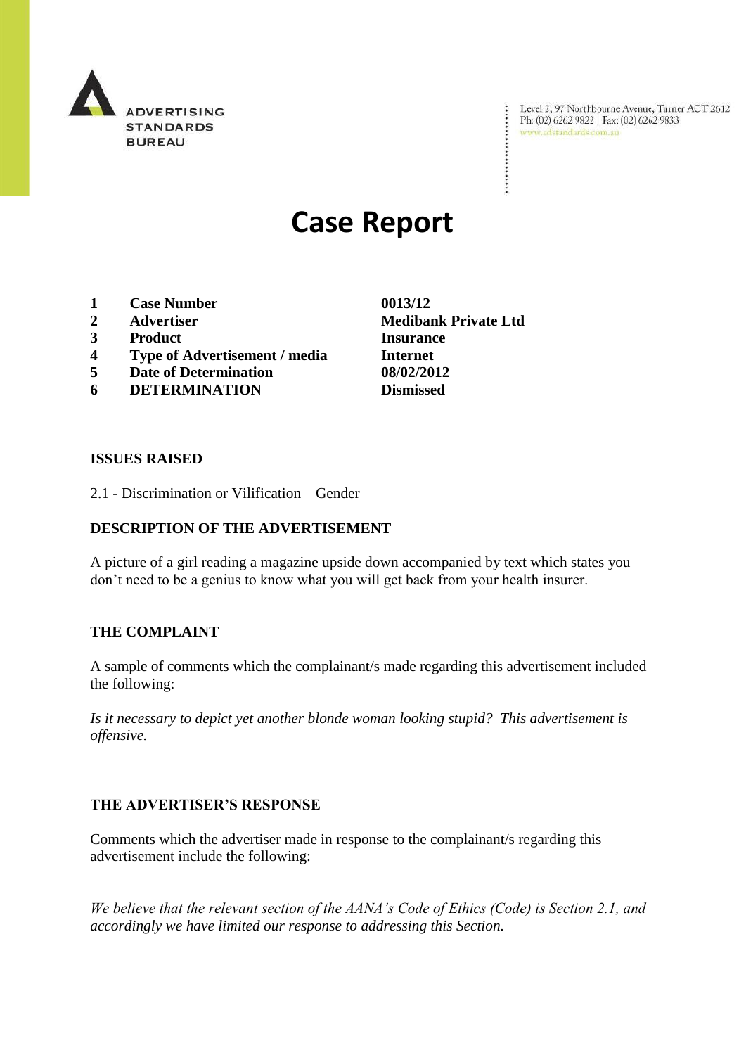ADVERTISING STANDARDS BUREAU

Level 2, 97 Northbourne Avenue, Turner ACT 2612
Ph: (02) 6262 9822 | Fax: (02) 6262 9833
www.adstandards.com.au

# Case Report

| | | |
|---|---|---|
| **1** | **Case Number** | **0013/12** |
| **2** | **Advertiser** | **Medibank Private Ltd** |
| **3** | **Product** | **Insurance** |
| **4** | **Type of Advertisement / media** | **Internet** |
| **5** | **Date of Determination** | **08/02/2012** |
| **6** | **DETERMINATION** | **Dismissed** |

**ISSUES RAISED**

2.1 - Discrimination or Vilification Gender

**DESCRIPTION OF THE ADVERTISEMENT**

A picture of a girl reading a magazine upside down accompanied by text which states you don't need to be a genius to know what you will get back from your health insurer.

**THE COMPLAINT**

A sample of comments which the complainant/s made regarding this advertisement included the following:

*Is it necessary to depict yet another blonde woman looking stupid? This advertisement is offensive.*

**THE ADVERTISER'S RESPONSE**

Comments which the advertiser made in response to the complainant/s regarding this advertisement include the following:

*We believe that the relevant section of the AANA's Code of Ethics (Code) is Section 2.1, and accordingly we have limited our response to addressing this Section.*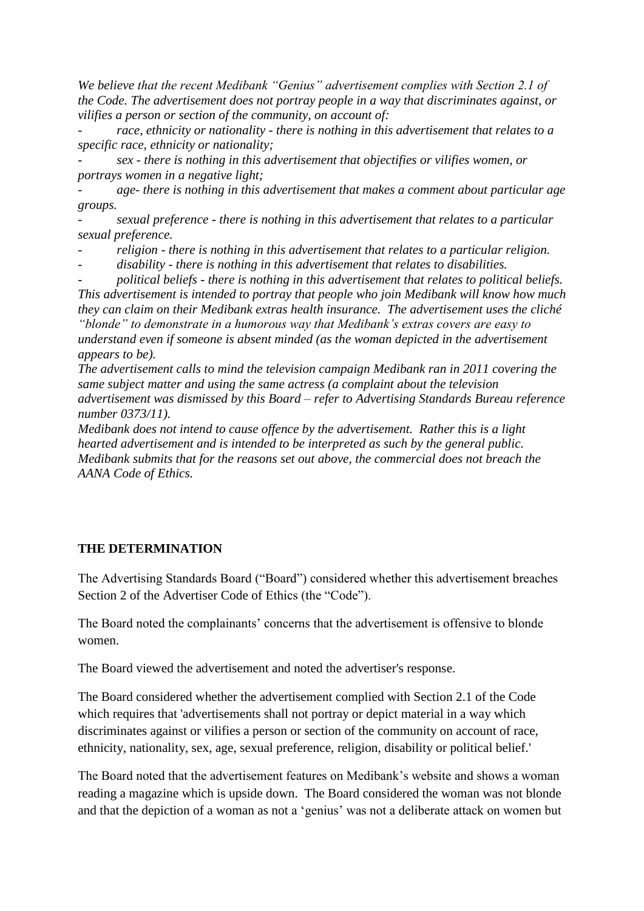*We believe that the recent Medibank "Genius" advertisement complies with Section 2.1 of the Code. The advertisement does not portray people in a way that discriminates against, or vilifies a person or section of the community, on account of:*

- *race, ethnicity or nationality - there is nothing in this advertisement that relates to a specific race, ethnicity or nationality;*
- *sex - there is nothing in this advertisement that objectifies or vilifies women, or portrays women in a negative light;*
- *age- there is nothing in this advertisement that makes a comment about particular age groups.*
- *sexual preference - there is nothing in this advertisement that relates to a particular sexual preference.*
- *religion - there is nothing in this advertisement that relates to a particular religion.*
- *disability - there is nothing in this advertisement that relates to disabilities.*
- *political beliefs - there is nothing in this advertisement that relates to political beliefs.*

*This advertisement is intended to portray that people who join Medibank will know how much they can claim on their Medibank extras health insurance. The advertisement uses the cliché "blonde" to demonstrate in a humorous way that Medibank's extras covers are easy to understand even if someone is absent minded (as the woman depicted in the advertisement appears to be).*

*The advertisement calls to mind the television campaign Medibank ran in 2011 covering the same subject matter and using the same actress (a complaint about the television advertisement was dismissed by this Board – refer to Advertising Standards Bureau reference number 0373/11).*

*Medibank does not intend to cause offence by the advertisement. Rather this is a light hearted advertisement and is intended to be interpreted as such by the general public. Medibank submits that for the reasons set out above, the commercial does not breach the AANA Code of Ethics.*

**THE DETERMINATION**

The Advertising Standards Board ("Board") considered whether this advertisement breaches Section 2 of the Advertiser Code of Ethics (the "Code").

The Board noted the complainants' concerns that the advertisement is offensive to blonde women.

The Board viewed the advertisement and noted the advertiser's response.

The Board considered whether the advertisement complied with Section 2.1 of the Code which requires that 'advertisements shall not portray or depict material in a way which discriminates against or vilifies a person or section of the community on account of race, ethnicity, nationality, sex, age, sexual preference, religion, disability or political belief.'

The Board noted that the advertisement features on Medibank's website and shows a woman reading a magazine which is upside down. The Board considered the woman was not blonde and that the depiction of a woman as not a 'genius' was not a deliberate attack on women but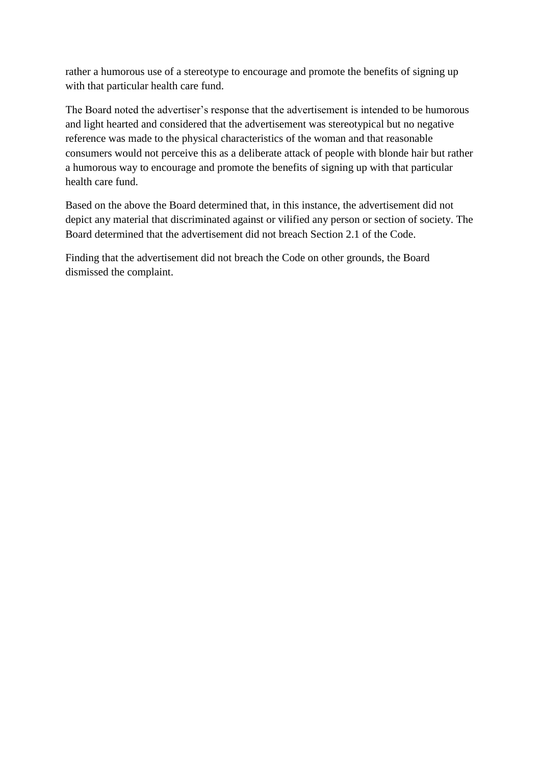rather a humorous use of a stereotype to encourage and promote the benefits of signing up with that particular health care fund.

The Board noted the advertiser's response that the advertisement is intended to be humorous and light hearted and considered that the advertisement was stereotypical but no negative reference was made to the physical characteristics of the woman and that reasonable consumers would not perceive this as a deliberate attack of people with blonde hair but rather a humorous way to encourage and promote the benefits of signing up with that particular health care fund.

Based on the above the Board determined that, in this instance, the advertisement did not depict any material that discriminated against or vilified any person or section of society. The Board determined that the advertisement did not breach Section 2.1 of the Code.

Finding that the advertisement did not breach the Code on other grounds, the Board dismissed the complaint.